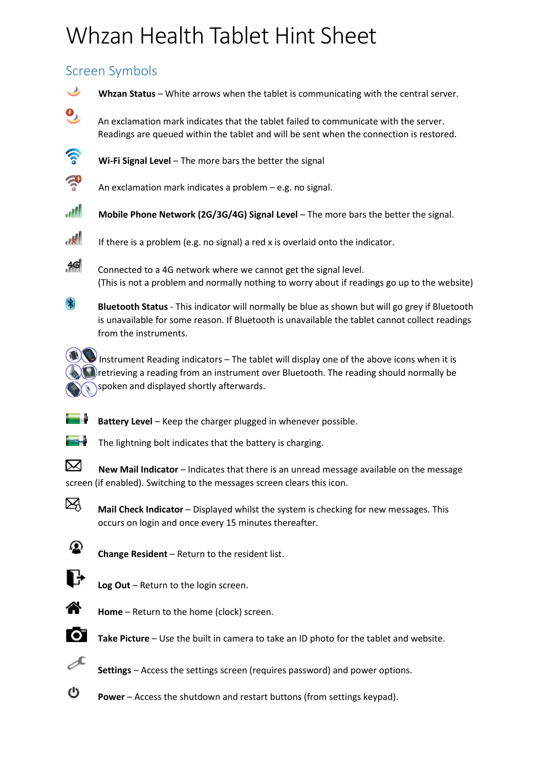# Whzan Health Tablet Hint Sheet

## Screen Symbols

**Whzan Status** – White arrows when the tablet is communicating with the central server.

An exclamation mark indicates that the tablet failed to communicate with the server. Readings are queued within the tablet and will be sent when the connection is restored.

**Wi-Fi Signal Level** – The more bars the better the signal

An exclamation mark indicates a problem – e.g. no signal.

**Mobile Phone Network (2G/3G/4G) Signal Level** – The more bars the better the signal.

If there is a problem (e.g. no signal) a red x is overlaid onto the indicator.

Connected to a 4G network where we cannot get the signal level.
(This is not a problem and normally nothing to worry about if readings go up to the website)

**Bluetooth Status** - This indicator will normally be blue as shown but will go grey if Bluetooth is unavailable for some reason. If Bluetooth is unavailable the tablet cannot collect readings from the instruments.

Instrument Reading indicators – The tablet will display one of the above icons when it is retrieving a reading from an instrument over Bluetooth. The reading should normally be spoken and displayed shortly afterwards.

**Battery Level** – Keep the charger plugged in whenever possible.

The lightning bolt indicates that the battery is charging.

**New Mail Indicator** – Indicates that there is an unread message available on the message screen (if enabled). Switching to the messages screen clears this icon.

**Mail Check Indicator** – Displayed whilst the system is checking for new messages. This occurs on login and once every 15 minutes thereafter.

**Change Resident** – Return to the resident list.

**Log Out** – Return to the login screen.

**Home** – Return to the home (clock) screen.

**Take Picture** – Use the built in camera to take an ID photo for the tablet and website.

**Settings** – Access the settings screen (requires password) and power options.

**Power** – Access the shutdown and restart buttons (from settings keypad).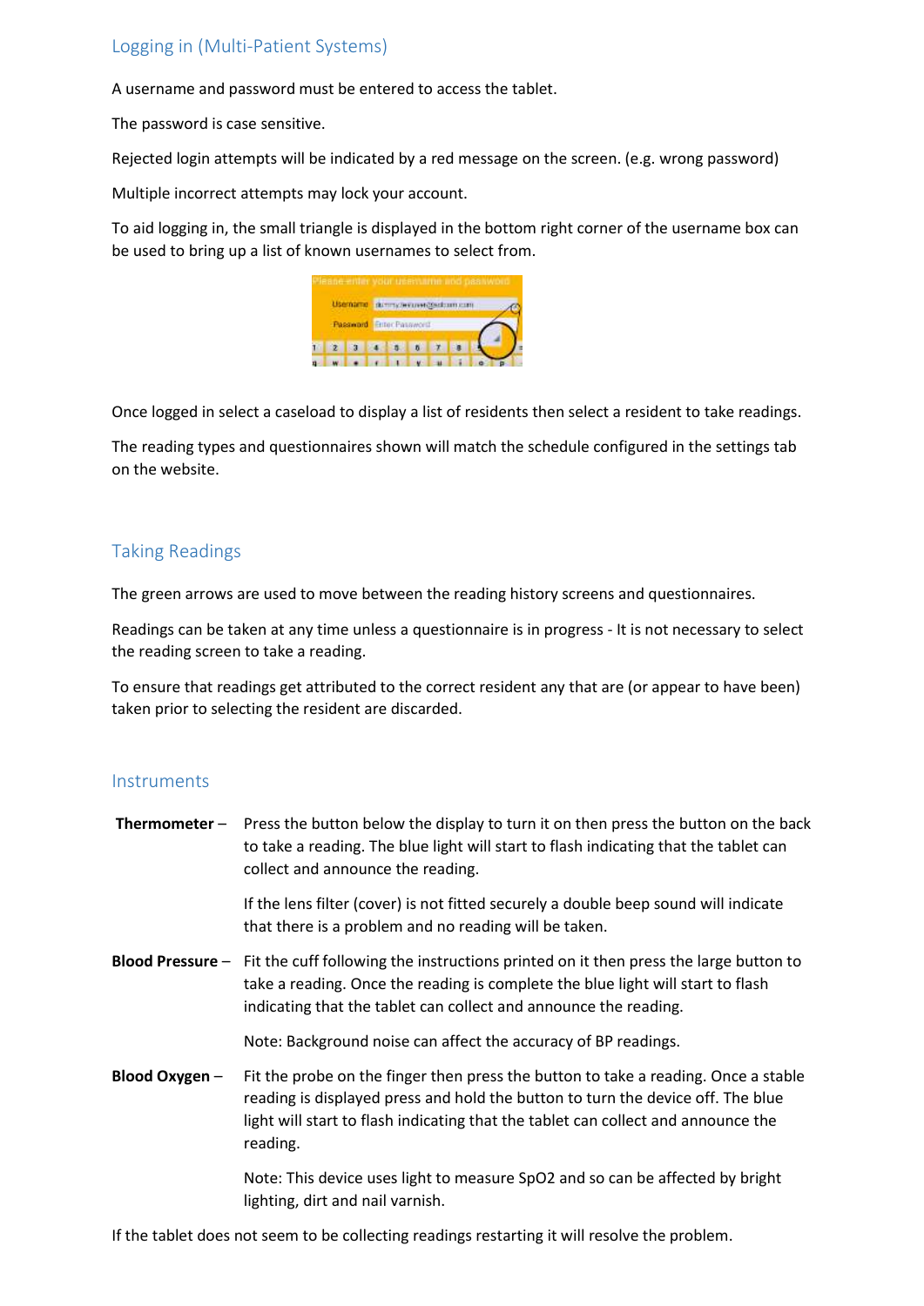## Logging in (Multi-Patient Systems)

A username and password must be entered to access the tablet.

The password is case sensitive.

Rejected login attempts will be indicated by a red message on the screen. (e.g. wrong password)

Multiple incorrect attempts may lock your account.

To aid logging in, the small triangle is displayed in the bottom right corner of the username box can be used to bring up a list of known usernames to select from.

Once logged in select a caseload to display a list of residents then select a resident to take readings.

The reading types and questionnaires shown will match the schedule configured in the settings tab on the website.

## Taking Readings

The green arrows are used to move between the reading history screens and questionnaires.

Readings can be taken at any time unless a questionnaire is in progress - It is not necessary to select the reading screen to take a reading.

To ensure that readings get attributed to the correct resident any that are (or appear to have been) taken prior to selecting the resident are discarded.

## Instruments

**Thermometer** – Press the button below the display to turn it on then press the button on the back to take a reading. The blue light will start to flash indicating that the tablet can collect and announce the reading.

If the lens filter (cover) is not fitted securely a double beep sound will indicate that there is a problem and no reading will be taken.

**Blood Pressure** – Fit the cuff following the instructions printed on it then press the large button to take a reading. Once the reading is complete the blue light will start to flash indicating that the tablet can collect and announce the reading.

Note: Background noise can affect the accuracy of BP readings.

**Blood Oxygen** – Fit the probe on the finger then press the button to take a reading. Once a stable reading is displayed press and hold the button to turn the device off. The blue light will start to flash indicating that the tablet can collect and announce the reading.

Note: This device uses light to measure SpO2 and so can be affected by bright lighting, dirt and nail varnish.

If the tablet does not seem to be collecting readings restarting it will resolve the problem.